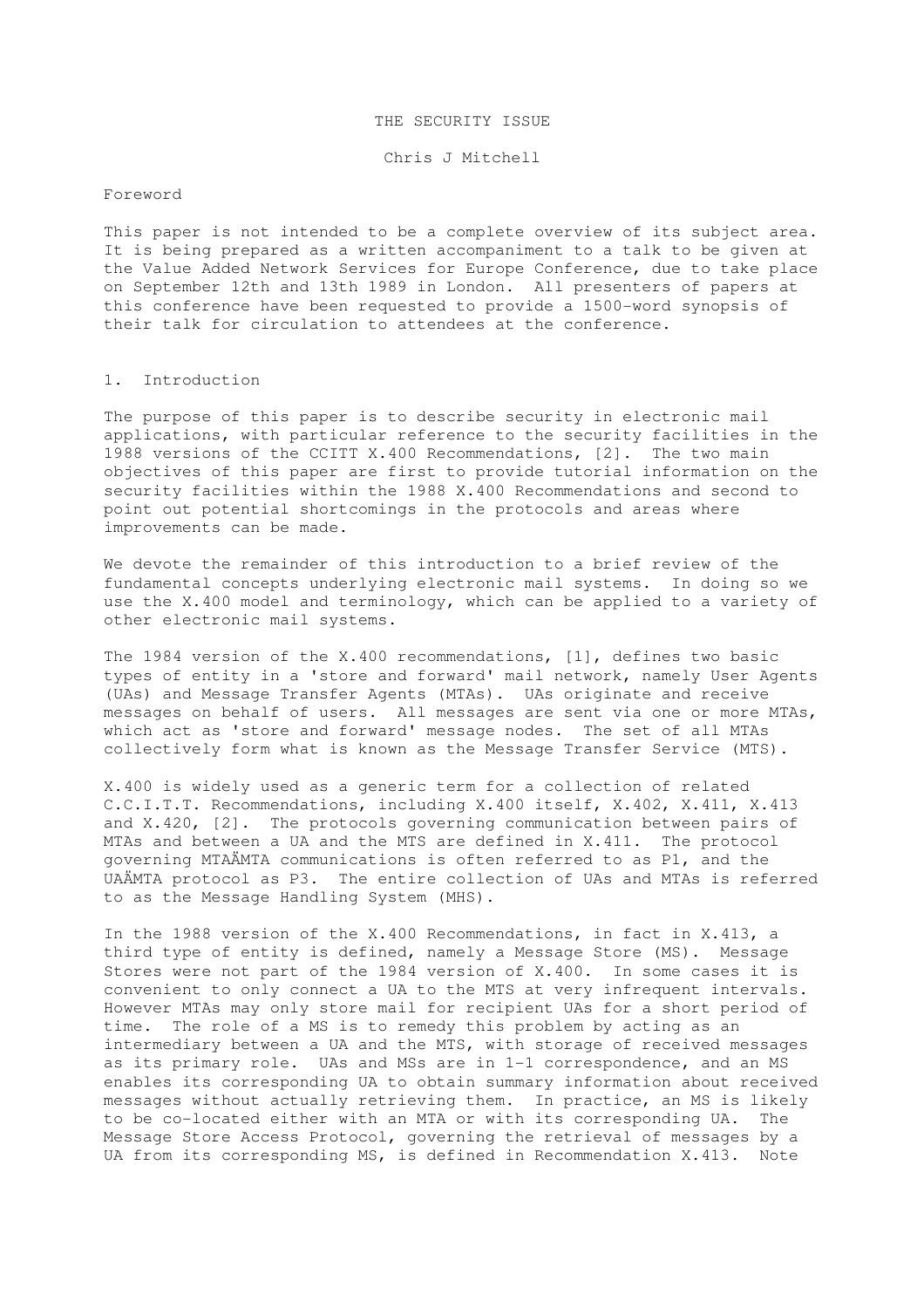# THE SECURITY ISSUE

Chris J Mitchell

## Foreword

This paper is not intended to be a complete overview of its subject area. It is being prepared as a written accompaniment to a talk to be given at the Value Added Network Services for Europe Conference, due to take place on September 12th and 13th 1989 in London. All presenters of papers at this conference have been requested to provide a 1500-word synopsis of their talk for circulation to attendees at the conference.

## 1. Introduction

The purpose of this paper is to describe security in electronic mail applications, with particular reference to the security facilities in the 1988 versions of the CCITT X.400 Recommendations, [2]. The two main objectives of this paper are first to provide tutorial information on the security facilities within the 1988 X.400 Recommendations and second to point out potential shortcomings in the protocols and areas where improvements can be made.

We devote the remainder of this introduction to a brief review of the fundamental concepts underlying electronic mail systems. In doing so we use the X.400 model and terminology, which can be applied to a variety of other electronic mail systems.

The 1984 version of the X.400 recommendations, [1], defines two basic types of entity in a 'store and forward' mail network, namely User Agents (UAs) and Message Transfer Agents (MTAs). UAs originate and receive messages on behalf of users. All messages are sent via one or more MTAs, which act as 'store and forward' message nodes. The set of all MTAs collectively form what is known as the Message Transfer Service (MTS).

X.400 is widely used as a generic term for a collection of related C.C.I.T.T. Recommendations, including X.400 itself, X.402, X.411, X.413 and X.420, [2]. The protocols governing communication between pairs of MTAs and between a UA and the MTS are defined in X.411. The protocol governing MTAÄMTA communications is often referred to as P1, and the UAÄMTA protocol as P3. The entire collection of UAs and MTAs is referred to as the Message Handling System (MHS).

In the 1988 version of the X.400 Recommendations, in fact in X.413, a third type of entity is defined, namely a Message Store (MS). Message Stores were not part of the 1984 version of X.400. In some cases it is convenient to only connect a UA to the MTS at very infrequent intervals. However MTAs may only store mail for recipient UAs for a short period of time. The role of a MS is to remedy this problem by acting as an intermediary between a UA and the MTS, with storage of received messages as its primary role. UAs and MSs are in 1-1 correspondence, and an MS enables its corresponding UA to obtain summary information about received messages without actually retrieving them. In practice, an MS is likely to be co-located either with an MTA or with its corresponding UA. The Message Store Access Protocol, governing the retrieval of messages by a UA from its corresponding MS, is defined in Recommendation X.413. Note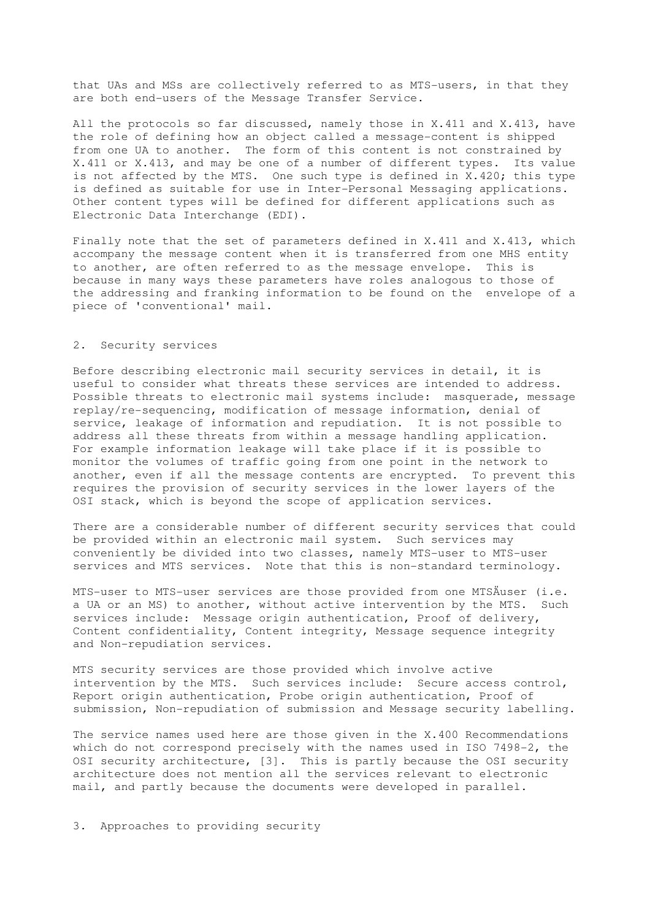that UAs and MSs are collectively referred to as MTS-users, in that they are both end-users of the Message Transfer Service.

All the protocols so far discussed, namely those in X.411 and X.413, have the role of defining how an object called a message-content is shipped from one UA to another. The form of this content is not constrained by X.411 or X.413, and may be one of a number of different types. Its value is not affected by the MTS. One such type is defined in X.420; this type is defined as suitable for use in Inter-Personal Messaging applications. Other content types will be defined for different applications such as Electronic Data Interchange (EDI).

Finally note that the set of parameters defined in X.411 and X.413, which accompany the message content when it is transferred from one MHS entity to another, are often referred to as the message envelope. This is because in many ways these parameters have roles analogous to those of the addressing and franking information to be found on the envelope of a piece of 'conventional' mail.

## 2. Security services

Before describing electronic mail security services in detail, it is useful to consider what threats these services are intended to address. Possible threats to electronic mail systems include: masquerade, message replay/re-sequencing, modification of message information, denial of service, leakage of information and repudiation. It is not possible to address all these threats from within a message handling application. For example information leakage will take place if it is possible to monitor the volumes of traffic going from one point in the network to another, even if all the message contents are encrypted. To prevent this requires the provision of security services in the lower layers of the OSI stack, which is beyond the scope of application services.

There are a considerable number of different security services that could be provided within an electronic mail system. Such services may conveniently be divided into two classes, namely MTS-user to MTS-user services and MTS services. Note that this is non-standard terminology.

MTS-user to MTS-user services are those provided from one MTSÄuser (i.e. a UA or an MS) to another, without active intervention by the MTS. Such services include: Message origin authentication, Proof of delivery, Content confidentiality, Content integrity, Message sequence integrity and Non-repudiation services.

MTS security services are those provided which involve active intervention by the MTS. Such services include: Secure access control, Report origin authentication, Probe origin authentication, Proof of submission, Non-repudiation of submission and Message security labelling.

The service names used here are those given in the X.400 Recommendations which do not correspond precisely with the names used in ISO 7498-2, the OSI security architecture, [3]. This is partly because the OSI security architecture does not mention all the services relevant to electronic mail, and partly because the documents were developed in parallel.

## 3. Approaches to providing security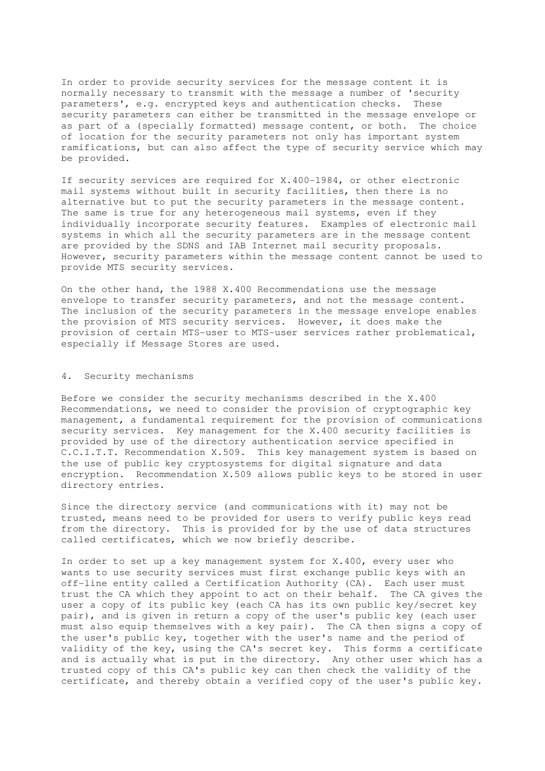In order to provide security services for the message content it is normally necessary to transmit with the message a number of 'security parameters', e.g. encrypted keys and authentication checks. These security parameters can either be transmitted in the message envelope or as part of a (specially formatted) message content, or both. The choice of location for the security parameters not only has important system ramifications, but can also affect the type of security service which may be provided.

If security services are required for X.400-1984, or other electronic mail systems without built in security facilities, then there is no alternative but to put the security parameters in the message content. The same is true for any heterogeneous mail systems, even if they individually incorporate security features. Examples of electronic mail systems in which all the security parameters are in the message content are provided by the SDNS and IAB Internet mail security proposals. However, security parameters within the message content cannot be used to provide MTS security services.

On the other hand, the 1988 X.400 Recommendations use the message envelope to transfer security parameters, and not the message content. The inclusion of the security parameters in the message envelope enables the provision of MTS security services. However, it does make the provision of certain MTS-user to MTS-user services rather problematical, especially if Message Stores are used.

## 4. Security mechanisms

Before we consider the security mechanisms described in the X.400 Recommendations, we need to consider the provision of cryptographic key management, a fundamental requirement for the provision of communications security services. Key management for the X.400 security facilities is provided by use of the directory authentication service specified in C.C.I.T.T. Recommendation X.509. This key management system is based on the use of public key cryptosystems for digital signature and data encryption. Recommendation X.509 allows public keys to be stored in user directory entries.

Since the directory service (and communications with it) may not be trusted, means need to be provided for users to verify public keys read from the directory. This is provided for by the use of data structures called certificates, which we now briefly describe.

In order to set up a key management system for X.400, every user who wants to use security services must first exchange public keys with an off-line entity called a Certification Authority (CA). Each user must trust the CA which they appoint to act on their behalf. The CA gives the user a copy of its public key (each CA has its own public key/secret key pair), and is given in return a copy of the user's public key (each user must also equip themselves with a key pair). The CA then signs a copy of the user's public key, together with the user's name and the period of validity of the key, using the CA's secret key. This forms a certificate and is actually what is put in the directory. Any other user which has a trusted copy of this CA's public key can then check the validity of the certificate, and thereby obtain a verified copy of the user's public key.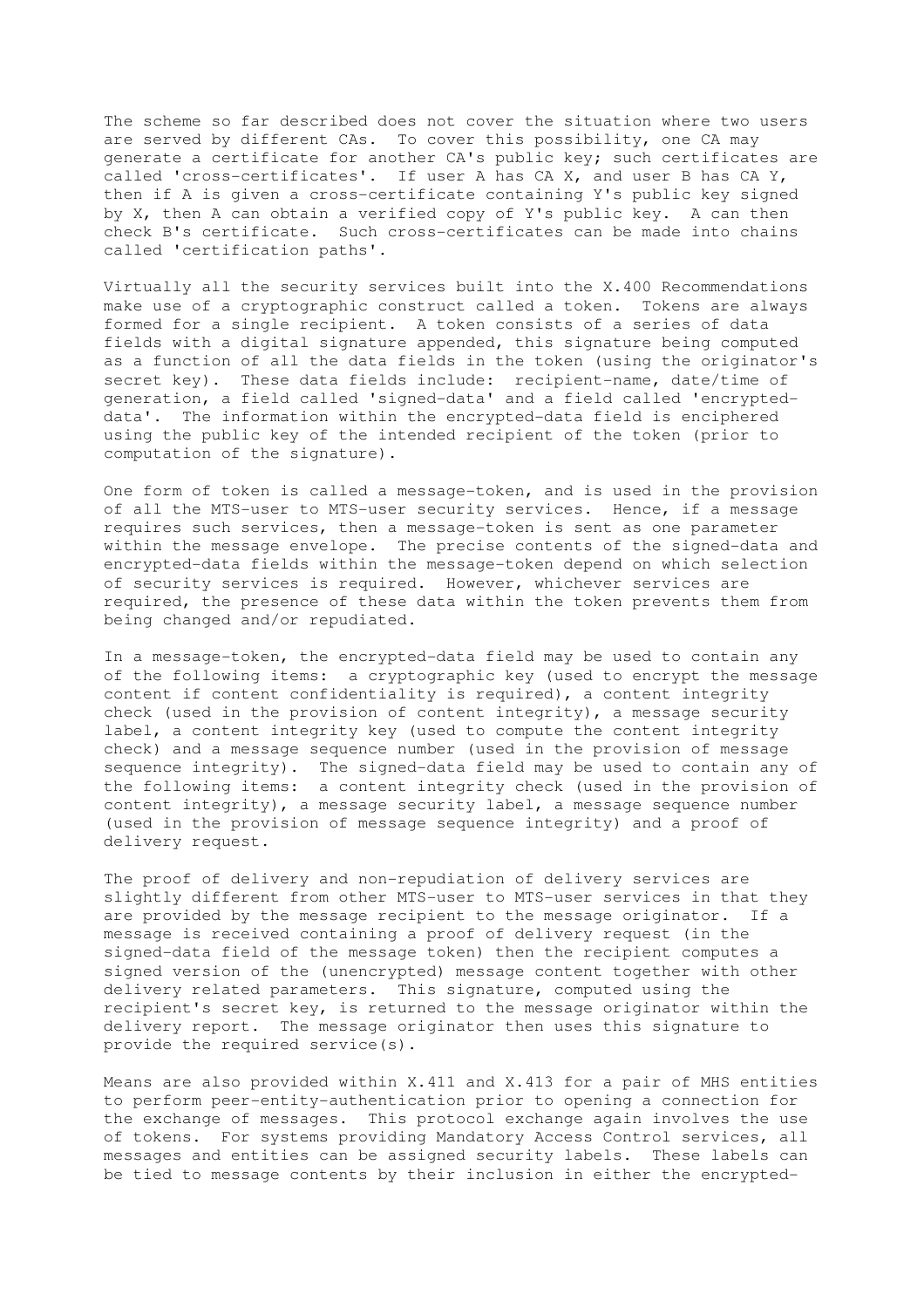The scheme so far described does not cover the situation where two users are served by different CAs. To cover this possibility, one CA may generate a certificate for another CA's public key; such certificates are called 'cross-certificates'. If user A has CA X, and user B has CA Y, then if A is given a cross-certificate containing Y's public key signed by X, then A can obtain a verified copy of Y's public key. A can then check B's certificate. Such cross-certificates can be made into chains called 'certification paths'.

Virtually all the security services built into the X.400 Recommendations make use of a cryptographic construct called a token. Tokens are always formed for a single recipient. A token consists of a series of data fields with a digital signature appended, this signature being computed as a function of all the data fields in the token (using the originator's secret key). These data fields include: recipient-name, date/time of generation, a field called 'signed-data' and a field called 'encrypted-data'. The information within the encrypted-data field is enciphered using the public key of the intended recipient of the token (prior to computation of the signature).

One form of token is called a message-token, and is used in the provision of all the MTS-user to MTS-user security services. Hence, if a message requires such services, then a message-token is sent as one parameter within the message envelope. The precise contents of the signed-data and encrypted-data fields within the message-token depend on which selection of security services is required. However, whichever services are required, the presence of these data within the token prevents them from being changed and/or repudiated.

In a message-token, the encrypted-data field may be used to contain any of the following items: a cryptographic key (used to encrypt the message content if content confidentiality is required), a content integrity check (used in the provision of content integrity), a message security label, a content integrity key (used to compute the content integrity check) and a message sequence number (used in the provision of message sequence integrity). The signed-data field may be used to contain any of the following items: a content integrity check (used in the provision of content integrity), a message security label, a message sequence number (used in the provision of message sequence integrity) and a proof of delivery request.

The proof of delivery and non-repudiation of delivery services are slightly different from other MTS-user to MTS-user services in that they are provided by the message recipient to the message originator. If a message is received containing a proof of delivery request (in the signed-data field of the message token) then the recipient computes a signed version of the (unencrypted) message content together with other delivery related parameters. This signature, computed using the recipient's secret key, is returned to the message originator within the delivery report. The message originator then uses this signature to provide the required service(s).

Means are also provided within X.411 and X.413 for a pair of MHS entities to perform peer-entity-authentication prior to opening a connection for the exchange of messages. This protocol exchange again involves the use of tokens. For systems providing Mandatory Access Control services, all messages and entities can be assigned security labels. These labels can be tied to message contents by their inclusion in either the encrypted-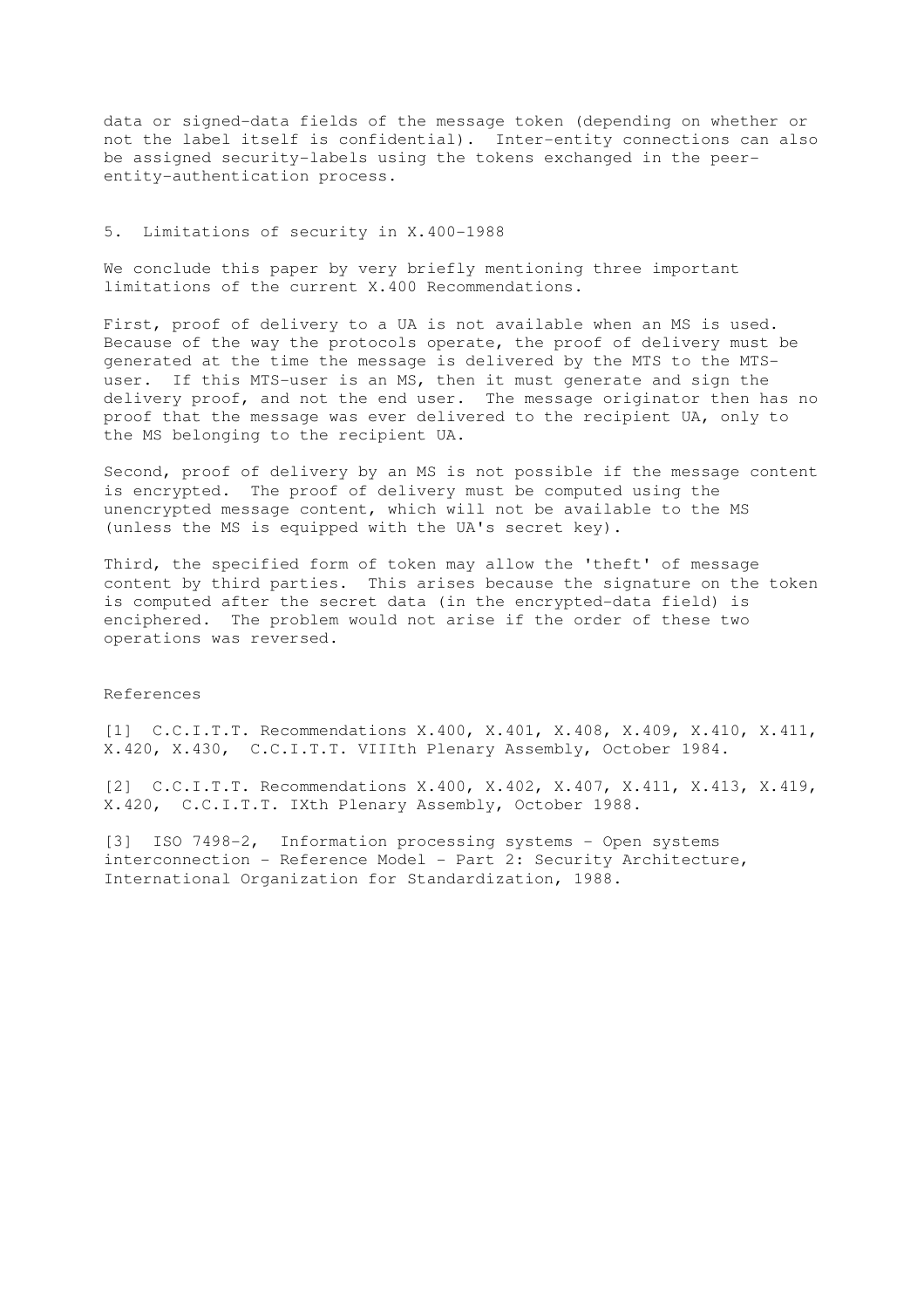data or signed-data fields of the message token (depending on whether or not the label itself is confidential). Inter-entity connections can also be assigned security-labels using the tokens exchanged in the peer-entity-authentication process.

## 5. Limitations of security in X.400-1988

We conclude this paper by very briefly mentioning three important limitations of the current X.400 Recommendations.

First, proof of delivery to a UA is not available when an MS is used. Because of the way the protocols operate, the proof of delivery must be generated at the time the message is delivered by the MTS to the MTS-user. If this MTS-user is an MS, then it must generate and sign the delivery proof, and not the end user. The message originator then has no proof that the message was ever delivered to the recipient UA, only to the MS belonging to the recipient UA.

Second, proof of delivery by an MS is not possible if the message content is encrypted. The proof of delivery must be computed using the unencrypted message content, which will not be available to the MS (unless the MS is equipped with the UA's secret key).

Third, the specified form of token may allow the 'theft' of message content by third parties. This arises because the signature on the token is computed after the secret data (in the encrypted-data field) is enciphered. The problem would not arise if the order of these two operations was reversed.

## References

[1] C.C.I.T.T. Recommendations X.400, X.401, X.408, X.409, X.410, X.411, X.420, X.430, C.C.I.T.T. VIIIth Plenary Assembly, October 1984.

[2] C.C.I.T.T. Recommendations X.400, X.402, X.407, X.411, X.413, X.419, X.420, C.C.I.T.T. IXth Plenary Assembly, October 1988.

[3] ISO 7498-2, Information processing systems - Open systems interconnection - Reference Model - Part 2: Security Architecture, International Organization for Standardization, 1988.